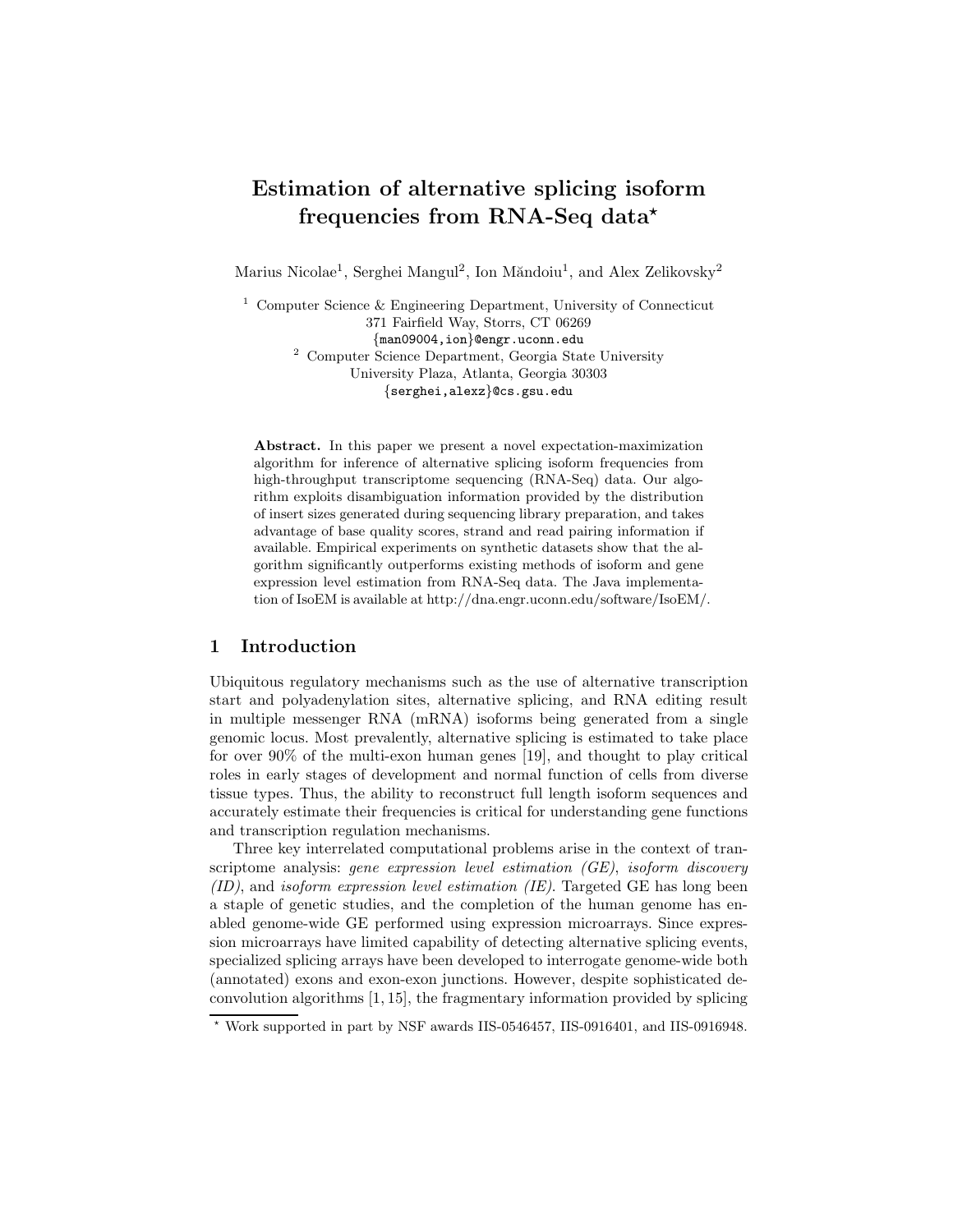# Estimation of alternative splicing isoform frequencies from RNA-Seq data*

Marius Nicolae[1], Serghei Mangul[2], Ion Măndoiu[1], and Alex Zelikovsky[2]

[1] Computer Science & Engineering Department, University of Connecticut
371 Fairfield Way, Storrs, CT 06269
{man09004,ion}@engr.uconn.edu

[2] Computer Science Department, Georgia State University
University Plaza, Atlanta, Georgia 30303
{serghei,alexz}@cs.gsu.edu

**Abstract.** In this paper we present a novel expectation-maximization algorithm for inference of alternative splicing isoform frequencies from high-throughput transcriptome sequencing (RNA-Seq) data. Our algorithm exploits disambiguation information provided by the distribution of insert sizes generated during sequencing library preparation, and takes advantage of base quality scores, strand and read pairing information if available. Empirical experiments on synthetic datasets show that the algorithm significantly outperforms existing methods of isoform and gene expression level estimation from RNA-Seq data. The Java implementation of IsoEM is available at http://dna.engr.uconn.edu/software/IsoEM/.

## 1 Introduction

Ubiquitous regulatory mechanisms such as the use of alternative transcription start and polyadenylation sites, alternative splicing, and RNA editing result in multiple messenger RNA (mRNA) isoforms being generated from a single genomic locus. Most prevalently, alternative splicing is estimated to take place for over 90% of the multi-exon human genes [19], and thought to play critical roles in early stages of development and normal function of cells from diverse tissue types. Thus, the ability to reconstruct full length isoform sequences and accurately estimate their frequencies is critical for understanding gene functions and transcription regulation mechanisms.

Three key interrelated computational problems arise in the context of transcriptome analysis: *gene expression level estimation (GE)*, *isoform discovery (ID)*, and *isoform expression level estimation (IE)*. Targeted GE has long been a staple of genetic studies, and the completion of the human genome has enabled genome-wide GE performed using expression microarrays. Since expression microarrays have limited capability of detecting alternative splicing events, specialized splicing arrays have been developed to interrogate genome-wide both (annotated) exons and exon-exon junctions. However, despite sophisticated deconvolution algorithms [1, 15], the fragmentary information provided by splicing

* Work supported in part by NSF awards IIS-0546457, IIS-0916401, and IIS-0916948.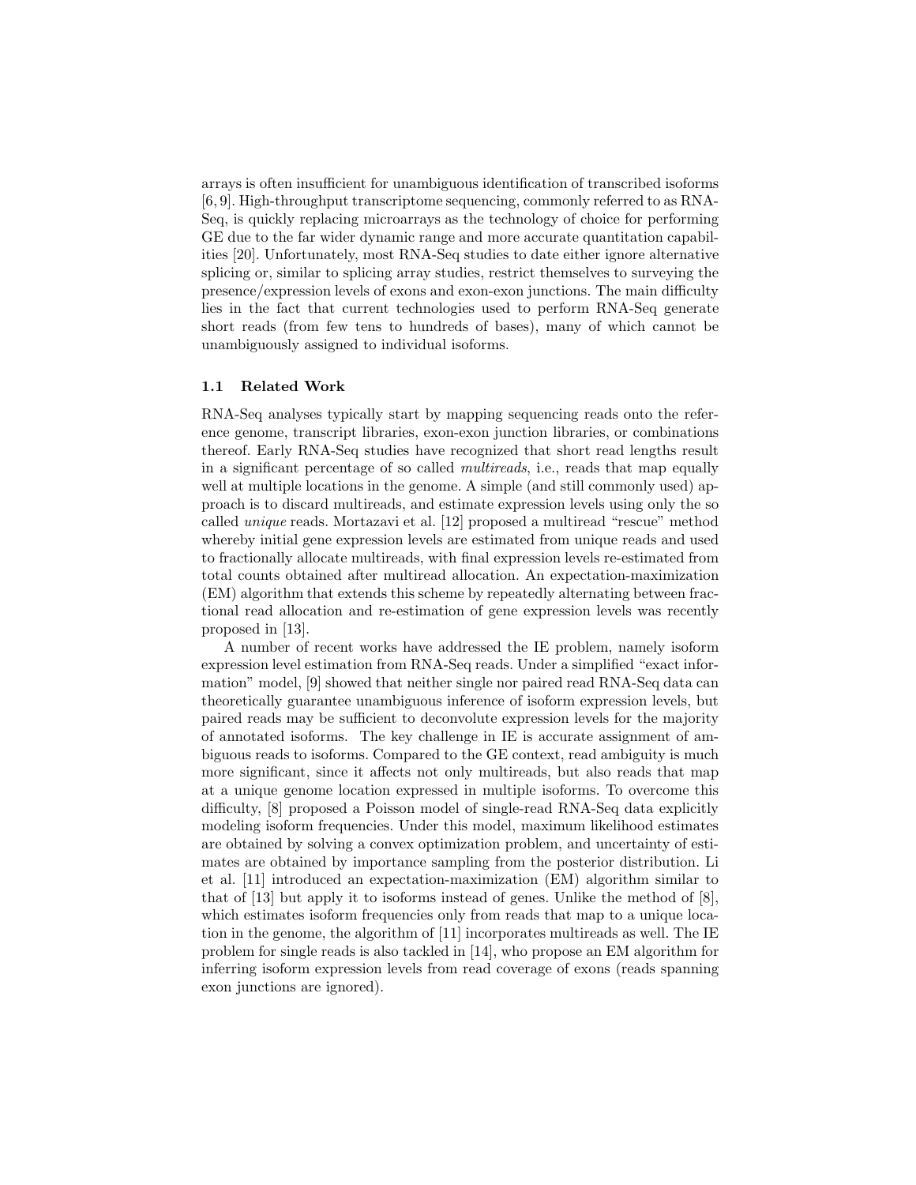arrays is often insufficient for unambiguous identification of transcribed isoforms [6, 9]. High-throughput transcriptome sequencing, commonly referred to as RNA-Seq, is quickly replacing microarrays as the technology of choice for performing GE due to the far wider dynamic range and more accurate quantitation capabilities [20]. Unfortunately, most RNA-Seq studies to date either ignore alternative splicing or, similar to splicing array studies, restrict themselves to surveying the presence/expression levels of exons and exon-exon junctions. The main difficulty lies in the fact that current technologies used to perform RNA-Seq generate short reads (from few tens to hundreds of bases), many of which cannot be unambiguously assigned to individual isoforms.

### 1.1 Related Work

RNA-Seq analyses typically start by mapping sequencing reads onto the reference genome, transcript libraries, exon-exon junction libraries, or combinations thereof. Early RNA-Seq studies have recognized that short read lengths result in a significant percentage of so called *multireads*, i.e., reads that map equally well at multiple locations in the genome. A simple (and still commonly used) approach is to discard multireads, and estimate expression levels using only the so called *unique* reads. Mortazavi et al. [12] proposed a multiread "rescue" method whereby initial gene expression levels are estimated from unique reads and used to fractionally allocate multireads, with final expression levels re-estimated from total counts obtained after multiread allocation. An expectation-maximization (EM) algorithm that extends this scheme by repeatedly alternating between fractional read allocation and re-estimation of gene expression levels was recently proposed in [13].

A number of recent works have addressed the IE problem, namely isoform expression level estimation from RNA-Seq reads. Under a simplified "exact information" model, [9] showed that neither single nor paired read RNA-Seq data can theoretically guarantee unambiguous inference of isoform expression levels, but paired reads may be sufficient to deconvolute expression levels for the majority of annotated isoforms. The key challenge in IE is accurate assignment of ambiguous reads to isoforms. Compared to the GE context, read ambiguity is much more significant, since it affects not only multireads, but also reads that map at a unique genome location expressed in multiple isoforms. To overcome this difficulty, [8] proposed a Poisson model of single-read RNA-Seq data explicitly modeling isoform frequencies. Under this model, maximum likelihood estimates are obtained by solving a convex optimization problem, and uncertainty of estimates are obtained by importance sampling from the posterior distribution. Li et al. [11] introduced an expectation-maximization (EM) algorithm similar to that of [13] but apply it to isoforms instead of genes. Unlike the method of [8], which estimates isoform frequencies only from reads that map to a unique location in the genome, the algorithm of [11] incorporates multireads as well. The IE problem for single reads is also tackled in [14], who propose an EM algorithm for inferring isoform expression levels from read coverage of exons (reads spanning exon junctions are ignored).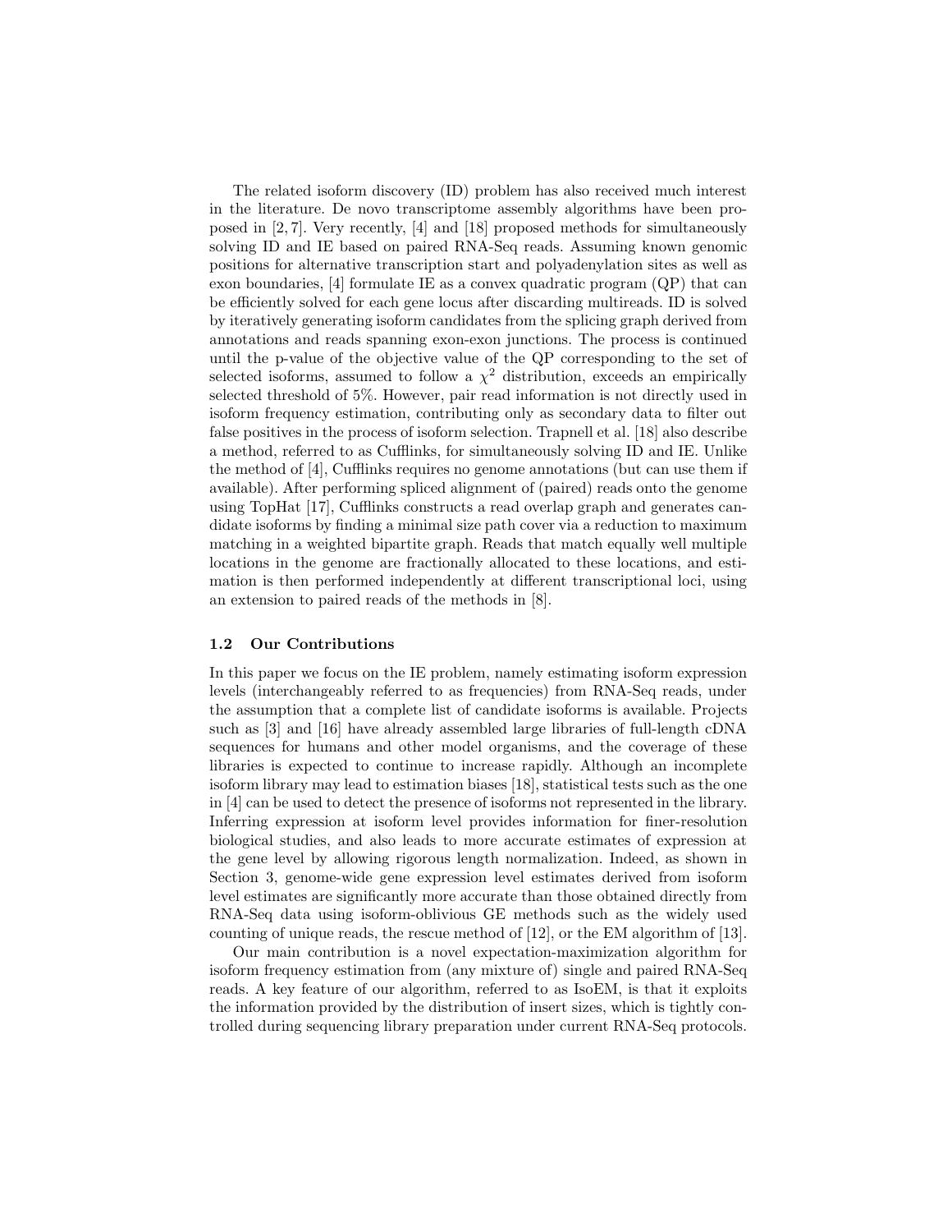The related isoform discovery (ID) problem has also received much interest in the literature. De novo transcriptome assembly algorithms have been proposed in [2, 7]. Very recently, [4] and [18] proposed methods for simultaneously solving ID and IE based on paired RNA-Seq reads. Assuming known genomic positions for alternative transcription start and polyadenylation sites as well as exon boundaries, [4] formulate IE as a convex quadratic program (QP) that can be efficiently solved for each gene locus after discarding multireads. ID is solved by iteratively generating isoform candidates from the splicing graph derived from annotations and reads spanning exon-exon junctions. The process is continued until the p-value of the objective value of the QP corresponding to the set of selected isoforms, assumed to follow a $\chi^2$ distribution, exceeds an empirically selected threshold of 5%. However, pair read information is not directly used in isoform frequency estimation, contributing only as secondary data to filter out false positives in the process of isoform selection. Trapnell et al. [18] also describe a method, referred to as Cufflinks, for simultaneously solving ID and IE. Unlike the method of [4], Cufflinks requires no genome annotations (but can use them if available). After performing spliced alignment of (paired) reads onto the genome using TopHat [17], Cufflinks constructs a read overlap graph and generates candidate isoforms by finding a minimal size path cover via a reduction to maximum matching in a weighted bipartite graph. Reads that match equally well multiple locations in the genome are fractionally allocated to these locations, and estimation is then performed independently at different transcriptional loci, using an extension to paired reads of the methods in [8].

### 1.2 Our Contributions

In this paper we focus on the IE problem, namely estimating isoform expression levels (interchangeably referred to as frequencies) from RNA-Seq reads, under the assumption that a complete list of candidate isoforms is available. Projects such as [3] and [16] have already assembled large libraries of full-length cDNA sequences for humans and other model organisms, and the coverage of these libraries is expected to continue to increase rapidly. Although an incomplete isoform library may lead to estimation biases [18], statistical tests such as the one in [4] can be used to detect the presence of isoforms not represented in the library. Inferring expression at isoform level provides information for finer-resolution biological studies, and also leads to more accurate estimates of expression at the gene level by allowing rigorous length normalization. Indeed, as shown in Section 3, genome-wide gene expression level estimates derived from isoform level estimates are significantly more accurate than those obtained directly from RNA-Seq data using isoform-oblivious GE methods such as the widely used counting of unique reads, the rescue method of [12], or the EM algorithm of [13].

Our main contribution is a novel expectation-maximization algorithm for isoform frequency estimation from (any mixture of) single and paired RNA-Seq reads. A key feature of our algorithm, referred to as IsoEM, is that it exploits the information provided by the distribution of insert sizes, which is tightly controlled during sequencing library preparation under current RNA-Seq protocols.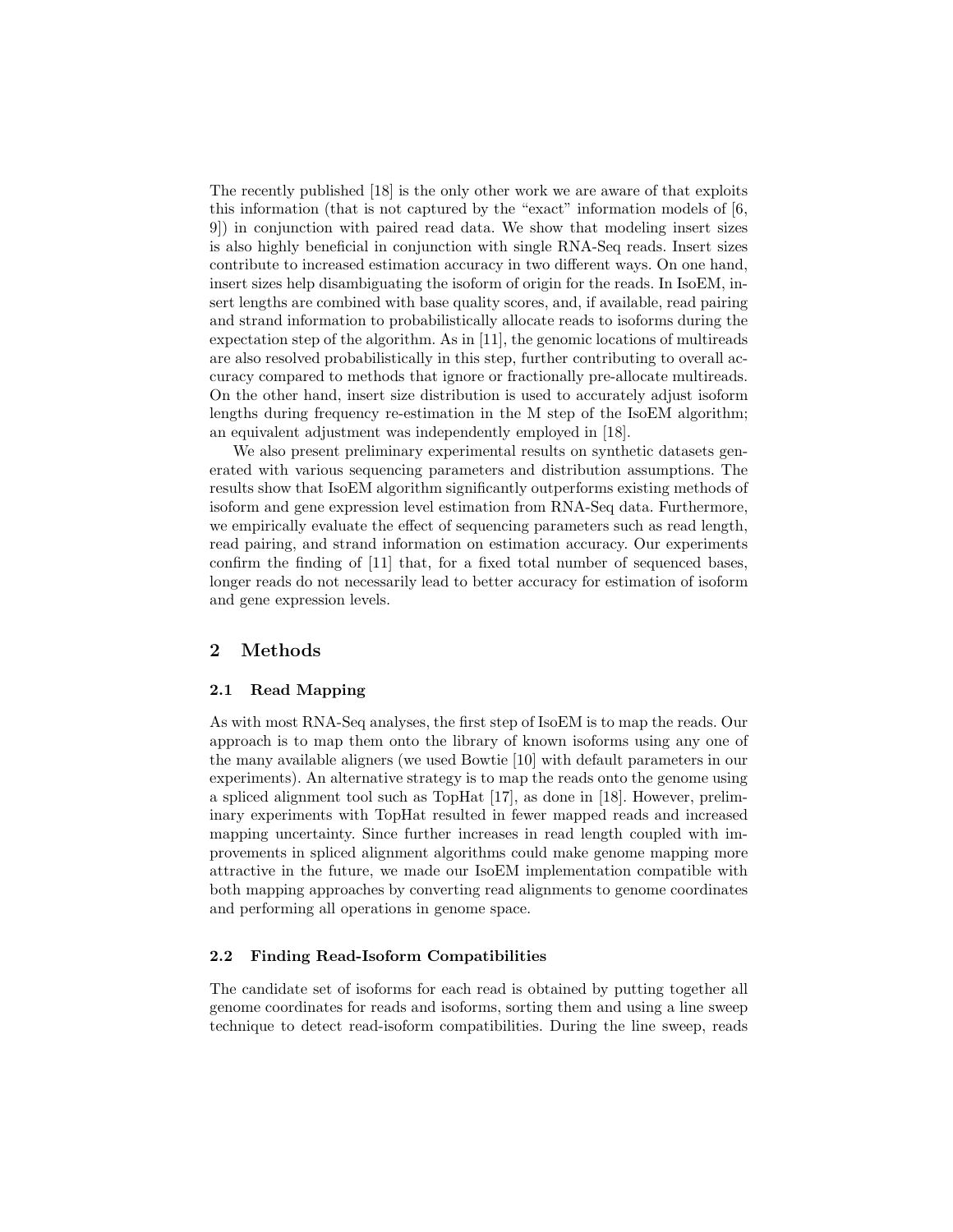The recently published [18] is the only other work we are aware of that exploits this information (that is not captured by the "exact" information models of [6, 9]) in conjunction with paired read data. We show that modeling insert sizes is also highly beneficial in conjunction with single RNA-Seq reads. Insert sizes contribute to increased estimation accuracy in two different ways. On one hand, insert sizes help disambiguating the isoform of origin for the reads. In IsoEM, insert lengths are combined with base quality scores, and, if available, read pairing and strand information to probabilistically allocate reads to isoforms during the expectation step of the algorithm. As in [11], the genomic locations of multireads are also resolved probabilistically in this step, further contributing to overall accuracy compared to methods that ignore or fractionally pre-allocate multireads. On the other hand, insert size distribution is used to accurately adjust isoform lengths during frequency re-estimation in the M step of the IsoEM algorithm; an equivalent adjustment was independently employed in [18].

We also present preliminary experimental results on synthetic datasets generated with various sequencing parameters and distribution assumptions. The results show that IsoEM algorithm significantly outperforms existing methods of isoform and gene expression level estimation from RNA-Seq data. Furthermore, we empirically evaluate the effect of sequencing parameters such as read length, read pairing, and strand information on estimation accuracy. Our experiments confirm the finding of [11] that, for a fixed total number of sequenced bases, longer reads do not necessarily lead to better accuracy for estimation of isoform and gene expression levels.

## 2 Methods

### 2.1 Read Mapping

As with most RNA-Seq analyses, the first step of IsoEM is to map the reads. Our approach is to map them onto the library of known isoforms using any one of the many available aligners (we used Bowtie [10] with default parameters in our experiments). An alternative strategy is to map the reads onto the genome using a spliced alignment tool such as TopHat [17], as done in [18]. However, preliminary experiments with TopHat resulted in fewer mapped reads and increased mapping uncertainty. Since further increases in read length coupled with improvements in spliced alignment algorithms could make genome mapping more attractive in the future, we made our IsoEM implementation compatible with both mapping approaches by converting read alignments to genome coordinates and performing all operations in genome space.

### 2.2 Finding Read-Isoform Compatibilities

The candidate set of isoforms for each read is obtained by putting together all genome coordinates for reads and isoforms, sorting them and using a line sweep technique to detect read-isoform compatibilities. During the line sweep, reads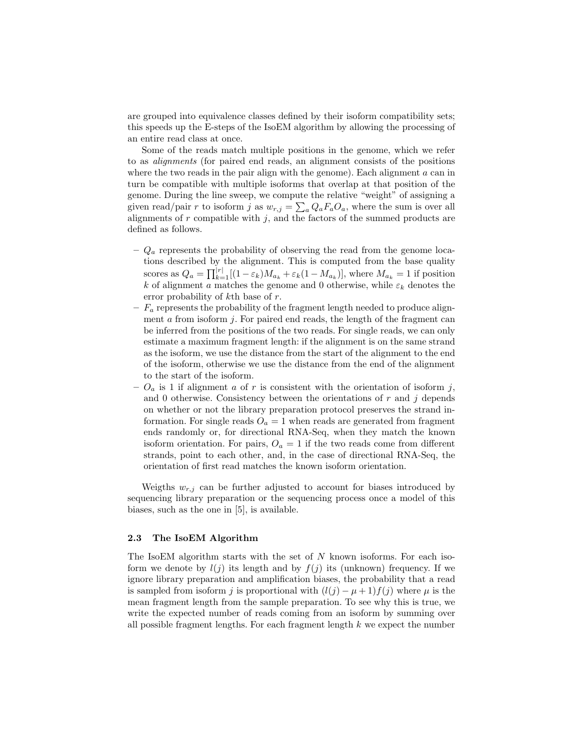are grouped into equivalence classes defined by their isoform compatibility sets; this speeds up the E-steps of the IsoEM algorithm by allowing the processing of an entire read class at once.

Some of the reads match multiple positions in the genome, which we refer to as *alignments* (for paired end reads, an alignment consists of the positions where the two reads in the pair align with the genome). Each alignment $a$ can in turn be compatible with multiple isoforms that overlap at that position of the genome. During the line sweep, we compute the relative "weight" of assigning a given read/pair $r$ to isoform $j$ as $w_{r,j} = \sum_a Q_a F_a O_a$, where the sum is over all alignments of $r$ compatible with $j$, and the factors of the summed products are defined as follows.

- $Q_a$ represents the probability of observing the read from the genome locations described by the alignment. This is computed from the base quality scores as $Q_a = \prod_{k=1}^{|r|} [(1 - \varepsilon_k) M_{a_k} + \varepsilon_k (1 - M_{a_k})]$, where $M_{a_k} = 1$ if position $k$ of alignment $a$ matches the genome and 0 otherwise, while $\varepsilon_k$ denotes the error probability of $k$th base of $r$.
- $F_a$ represents the probability of the fragment length needed to produce alignment $a$ from isoform $j$. For paired end reads, the length of the fragment can be inferred from the positions of the two reads. For single reads, we can only estimate a maximum fragment length: if the alignment is on the same strand as the isoform, we use the distance from the start of the alignment to the end of the isoform, otherwise we use the distance from the end of the alignment to the start of the isoform.
- $O_a$ is 1 if alignment $a$ of $r$ is consistent with the orientation of isoform $j$, and 0 otherwise. Consistency between the orientations of $r$ and $j$ depends on whether or not the library preparation protocol preserves the strand information. For single reads $O_a = 1$ when reads are generated from fragment ends randomly or, for directional RNA-Seq, when they match the known isoform orientation. For pairs, $O_a = 1$ if the two reads come from different strands, point to each other, and, in the case of directional RNA-Seq, the orientation of first read matches the known isoform orientation.

Weigths $w_{r,j}$ can be further adjusted to account for biases introduced by sequencing library preparation or the sequencing process once a model of this biases, such as the one in [5], is available.

### 2.3 The IsoEM Algorithm

The IsoEM algorithm starts with the set of $N$ known isoforms. For each isoform we denote by $l(j)$ its length and by $f(j)$ its (unknown) frequency. If we ignore library preparation and amplification biases, the probability that a read is sampled from isoform $j$ is proportional with $(l(j) - \mu + 1) f(j)$ where $\mu$ is the mean fragment length from the sample preparation. To see why this is true, we write the expected number of reads coming from an isoform by summing over all possible fragment lengths. For each fragment length $k$ we expect the number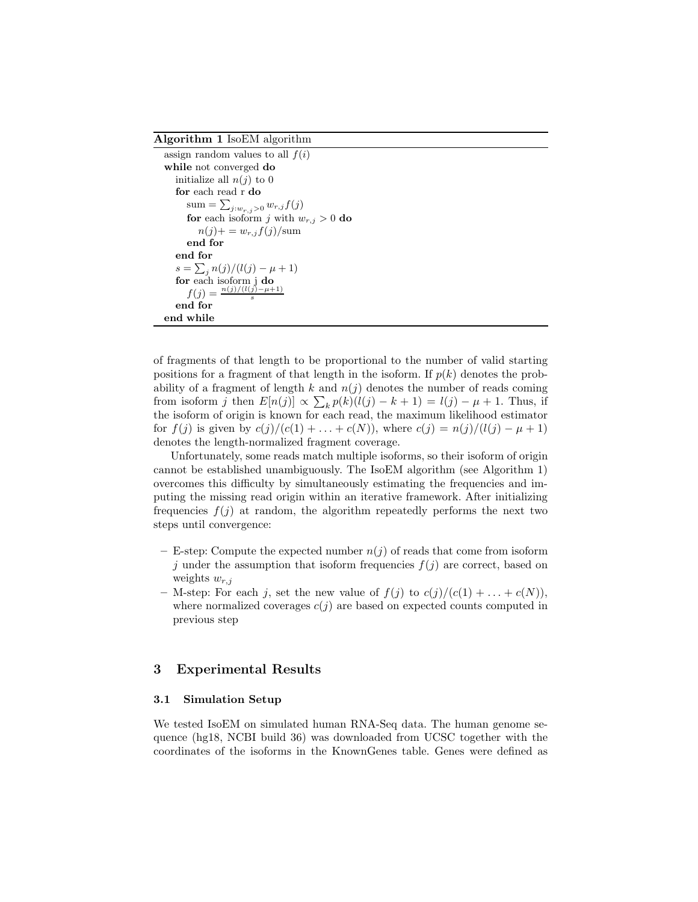**Algorithm 1** IsoEM algorithm

```
assign random values to all f(i)
while not converged do
    initialize all n(j) to 0
    for each read r do
        sum = Σ_{j:w_{r,j}>0} w_{r,j} f(j)
        for each isoform j with w_{r,j} > 0 do
            n(j)+ = w_{r,j} f(j)/sum
        end for
    end for
    s = Σ_j n(j)/(l(j) − μ + 1)
    for each isoform j do
        f(j) = (n(j)/(l(j)−μ+1)) / s
    end for
end while
```

of fragments of that length to be proportional to the number of valid starting positions for a fragment of that length in the isoform. If $p(k)$ denotes the probability of a fragment of length $k$ and $n(j)$ denotes the number of reads coming from isoform $j$ then $E[n(j)] \propto \sum_k p(k)(l(j) - k + 1) = l(j) - \mu + 1$. Thus, if the isoform of origin is known for each read, the maximum likelihood estimator for $f(j)$ is given by $c(j)/(c(1) + \ldots + c(N))$, where $c(j) = n(j)/(l(j) - \mu + 1)$ denotes the length-normalized fragment coverage.

Unfortunately, some reads match multiple isoforms, so their isoform of origin cannot be established unambiguously. The IsoEM algorithm (see Algorithm 1) overcomes this difficulty by simultaneously estimating the frequencies and imputing the missing read origin within an iterative framework. After initializing frequencies $f(j)$ at random, the algorithm repeatedly performs the next two steps until convergence:

- E-step: Compute the expected number $n(j)$ of reads that come from isoform $j$ under the assumption that isoform frequencies $f(j)$ are correct, based on weights $w_{r,j}$
- M-step: For each $j$, set the new value of $f(j)$ to $c(j)/(c(1) + \ldots + c(N))$, where normalized coverages $c(j)$ are based on expected counts computed in previous step

## 3 Experimental Results

### 3.1 Simulation Setup

We tested IsoEM on simulated human RNA-Seq data. The human genome sequence (hg18, NCBI build 36) was downloaded from UCSC together with the coordinates of the isoforms in the KnownGenes table. Genes were defined as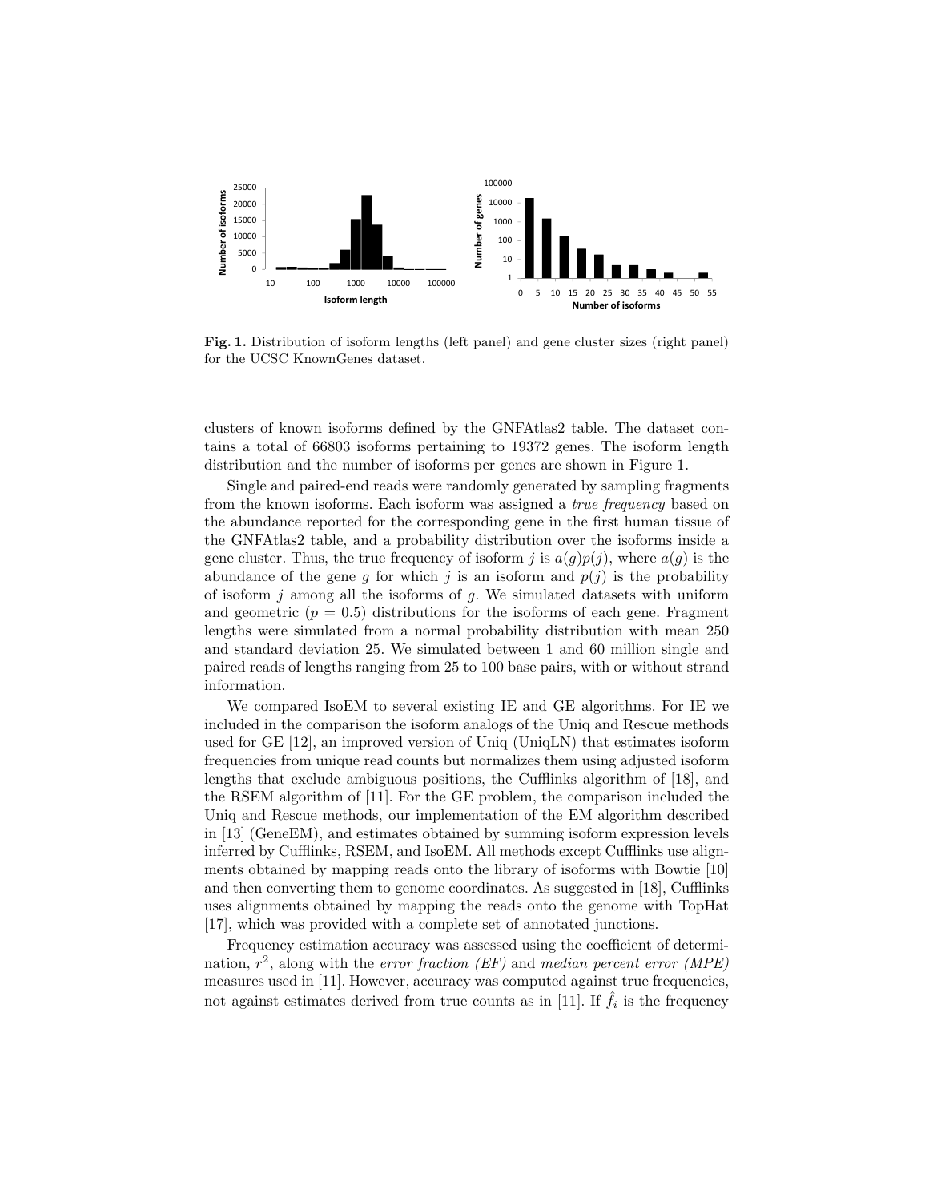**Fig. 1.** Distribution of isoform lengths (left panel) and gene cluster sizes (right panel) for the UCSC KnownGenes dataset.

clusters of known isoforms defined by the GNFAtlas2 table. The dataset contains a total of 66803 isoforms pertaining to 19372 genes. The isoform length distribution and the number of isoforms per genes are shown in Figure 1.

Single and paired-end reads were randomly generated by sampling fragments from the known isoforms. Each isoform was assigned a *true frequency* based on the abundance reported for the corresponding gene in the first human tissue of the GNFAtlas2 table, and a probability distribution over the isoforms inside a gene cluster. Thus, the true frequency of isoform $j$ is $a(g)p(j)$, where $a(g)$ is the abundance of the gene $g$ for which $j$ is an isoform and $p(j)$ is the probability of isoform $j$ among all the isoforms of $g$. We simulated datasets with uniform and geometric ($p = 0.5$) distributions for the isoforms of each gene. Fragment lengths were simulated from a normal probability distribution with mean 250 and standard deviation 25. We simulated between 1 and 60 million single and paired reads of lengths ranging from 25 to 100 base pairs, with or without strand information.

We compared IsoEM to several existing IE and GE algorithms. For IE we included in the comparison the isoform analogs of the Uniq and Rescue methods used for GE [12], an improved version of Uniq (UniqLN) that estimates isoform frequencies from unique read counts but normalizes them using adjusted isoform lengths that exclude ambiguous positions, the Cufflinks algorithm of [18], and the RSEM algorithm of [11]. For the GE problem, the comparison included the Uniq and Rescue methods, our implementation of the EM algorithm described in [13] (GeneEM), and estimates obtained by summing isoform expression levels inferred by Cufflinks, RSEM, and IsoEM. All methods except Cufflinks use alignments obtained by mapping reads onto the library of isoforms with Bowtie [10] and then converting them to genome coordinates. As suggested in [18], Cufflinks uses alignments obtained by mapping the reads onto the genome with TopHat [17], which was provided with a complete set of annotated junctions.

Frequency estimation accuracy was assessed using the coefficient of determination, $r^2$, along with the *error fraction (EF)* and *median percent error (MPE)* measures used in [11]. However, accuracy was computed against true frequencies, not against estimates derived from true counts as in [11]. If $\hat{f}_i$ is the frequency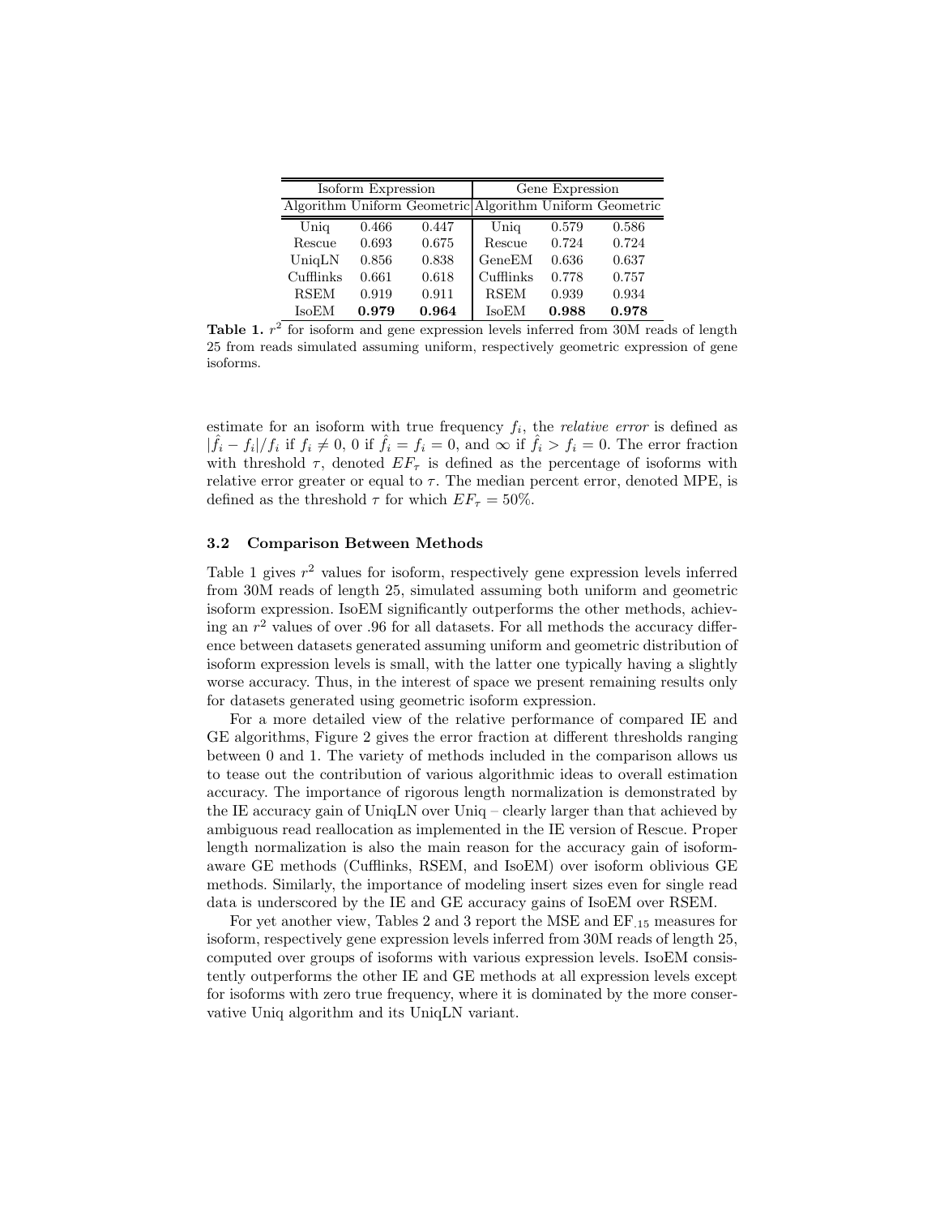| Isoform Expression | | | Gene Expression | | |
|---|---|---|---|---|---|
| Algorithm | Uniform | Geometric | Algorithm | Uniform | Geometric |
| Uniq | 0.466 | 0.447 | Uniq | 0.579 | 0.586 |
| Rescue | 0.693 | 0.675 | Rescue | 0.724 | 0.724 |
| UniqLN | 0.856 | 0.838 | GeneEM | 0.636 | 0.637 |
| Cufflinks | 0.661 | 0.618 | Cufflinks | 0.778 | 0.757 |
| RSEM | 0.919 | 0.911 | RSEM | 0.939 | 0.934 |
| IsoEM | **0.979** | **0.964** | IsoEM | **0.988** | **0.978** |

**Table 1.** $r^2$ for isoform and gene expression levels inferred from 30M reads of length 25 from reads simulated assuming uniform, respectively geometric expression of gene isoforms.

estimate for an isoform with true frequency $f_i$, the *relative error* is defined as $|\hat{f}_i - f_i|/f_i$ if $f_i \neq 0$, 0 if $\hat{f}_i = f_i = 0$, and $\infty$ if $\hat{f}_i > f_i = 0$. The error fraction with threshold $\tau$, denoted $EF_\tau$ is defined as the percentage of isoforms with relative error greater or equal to $\tau$. The median percent error, denoted MPE, is defined as the threshold $\tau$ for which $EF_\tau = 50\%$.

### 3.2 Comparison Between Methods

Table 1 gives $r^2$ values for isoform, respectively gene expression levels inferred from 30M reads of length 25, simulated assuming both uniform and geometric isoform expression. IsoEM significantly outperforms the other methods, achieving an $r^2$ values of over .96 for all datasets. For all methods the accuracy difference between datasets generated assuming uniform and geometric distribution of isoform expression levels is small, with the latter one typically having a slightly worse accuracy. Thus, in the interest of space we present remaining results only for datasets generated using geometric isoform expression.

For a more detailed view of the relative performance of compared IE and GE algorithms, Figure 2 gives the error fraction at different thresholds ranging between 0 and 1. The variety of methods included in the comparison allows us to tease out the contribution of various algorithmic ideas to overall estimation accuracy. The importance of rigorous length normalization is demonstrated by the IE accuracy gain of UniqLN over Uniq – clearly larger than that achieved by ambiguous read reallocation as implemented in the IE version of Rescue. Proper length normalization is also the main reason for the accuracy gain of isoform-aware GE methods (Cufflinks, RSEM, and IsoEM) over isoform oblivious GE methods. Similarly, the importance of modeling insert sizes even for single read data is underscored by the IE and GE accuracy gains of IsoEM over RSEM.

For yet another view, Tables 2 and 3 report the MSE and $EF_{.15}$ measures for isoform, respectively gene expression levels inferred from 30M reads of length 25, computed over groups of isoforms with various expression levels. IsoEM consistently outperforms the other IE and GE methods at all expression levels except for isoforms with zero true frequency, where it is dominated by the more conservative Uniq algorithm and its UniqLN variant.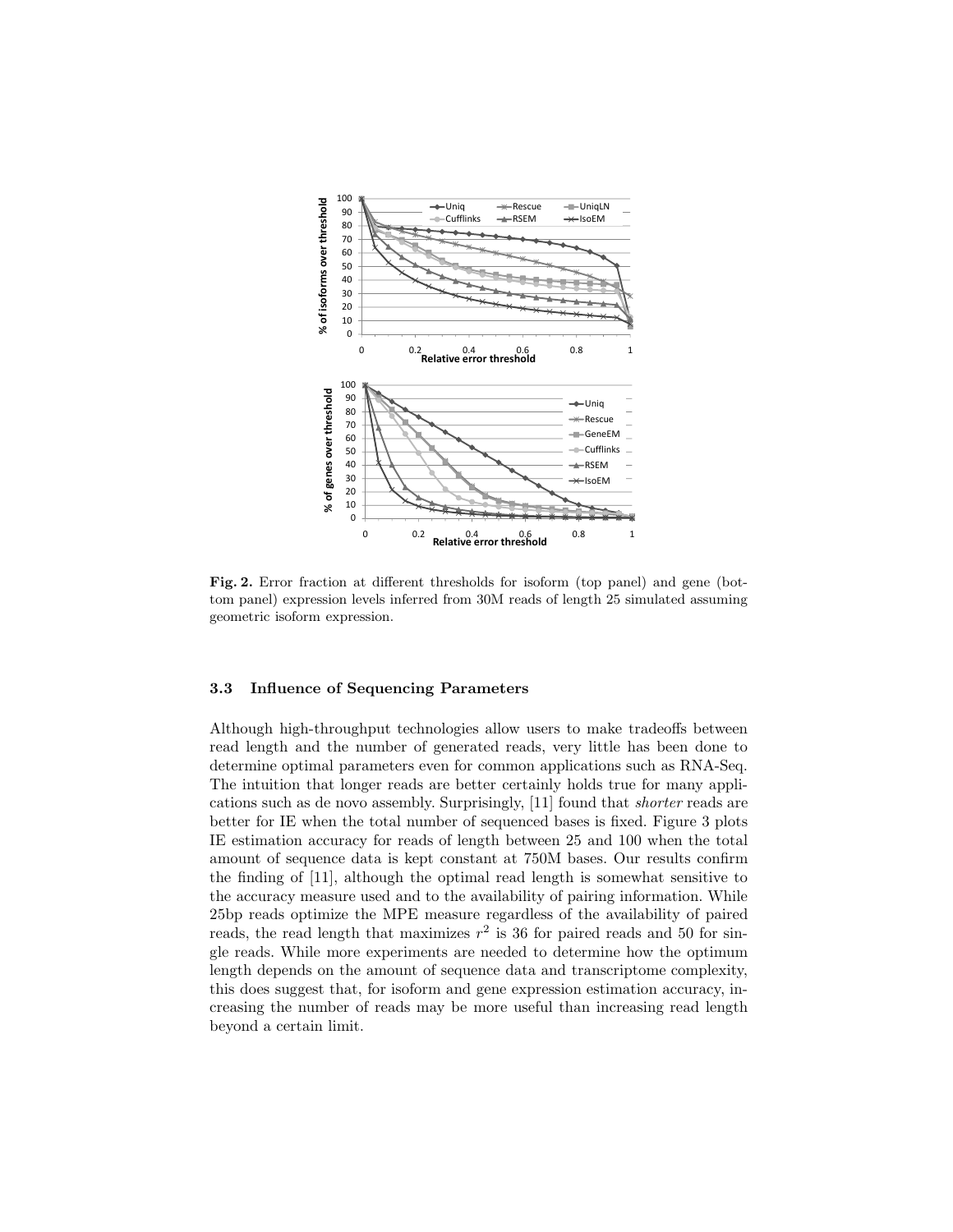**Fig. 2.** Error fraction at different thresholds for isoform (top panel) and gene (bottom panel) expression levels inferred from 30M reads of length 25 simulated assuming geometric isoform expression.

### 3.3 Influence of Sequencing Parameters

Although high-throughput technologies allow users to make tradeoffs between read length and the number of generated reads, very little has been done to determine optimal parameters even for common applications such as RNA-Seq. The intuition that longer reads are better certainly holds true for many applications such as de novo assembly. Surprisingly, [11] found that *shorter* reads are better for IE when the total number of sequenced bases is fixed. Figure 3 plots IE estimation accuracy for reads of length between 25 and 100 when the total amount of sequence data is kept constant at 750M bases. Our results confirm the finding of [11], although the optimal read length is somewhat sensitive to the accuracy measure used and to the availability of pairing information. While 25bp reads optimize the MPE measure regardless of the availability of paired reads, the read length that maximizes $r^2$ is 36 for paired reads and 50 for single reads. While more experiments are needed to determine how the optimum length depends on the amount of sequence data and transcriptome complexity, this does suggest that, for isoform and gene expression estimation accuracy, increasing the number of reads may be more useful than increasing read length beyond a certain limit.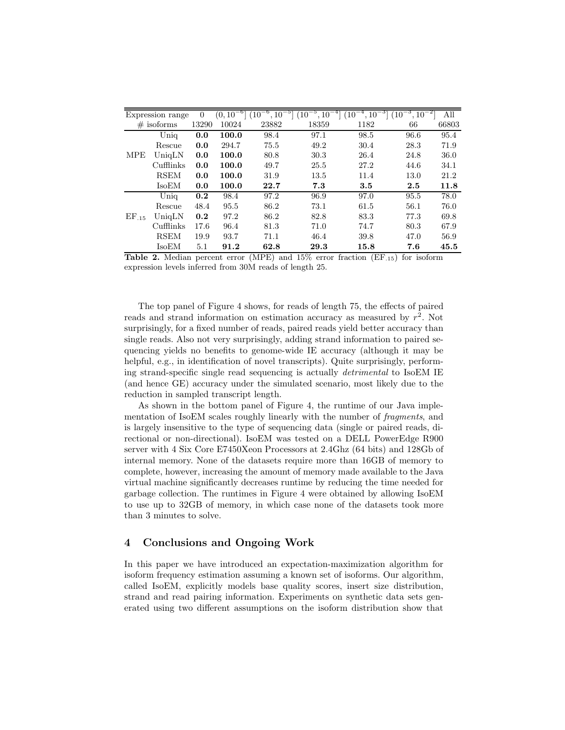| Expression range | | 0 | $(0, 10^{-6}]$ | $(10^{-6}, 10^{-5}]$ | $(10^{-5}, 10^{-4}]$ | $(10^{-4}, 10^{-3}]$ | $(10^{-3}, 10^{-2}]$ | All |
|---|---|---|---|---|---|---|---|---|
| # isoforms | | 13290 | 10024 | 23882 | 18359 | 1182 | 66 | 66803 |
| MPE | Uniq | **0.0** | **100.0** | 98.4 | 97.1 | 98.5 | 96.6 | 95.4 |
| | Rescue | **0.0** | 294.7 | 75.5 | 49.2 | 30.4 | 28.3 | 71.9 |
| | UniqLN | **0.0** | **100.0** | 80.8 | 30.3 | 26.4 | 24.8 | 36.0 |
| | Cufflinks | **0.0** | **100.0** | 49.7 | 25.5 | 27.2 | 44.6 | 34.1 |
| | RSEM | **0.0** | **100.0** | 31.9 | 13.5 | 11.4 | 13.0 | 21.2 |
| | IsoEM | **0.0** | **100.0** | **22.7** | **7.3** | **3.5** | **2.5** | **11.8** |
| $EF_{.15}$ | Uniq | **0.2** | 98.4 | 97.2 | 96.9 | 97.0 | 95.5 | 78.0 |
| | Rescue | 48.4 | 95.5 | 86.2 | 73.1 | 61.5 | 56.1 | 76.0 |
| | UniqLN | **0.2** | 97.2 | 86.2 | 82.8 | 83.3 | 77.3 | 69.8 |
| | Cufflinks | 17.6 | 96.4 | 81.3 | 71.0 | 74.7 | 80.3 | 67.9 |
| | RSEM | 19.9 | 93.7 | 71.1 | 46.4 | 39.8 | 47.0 | 56.9 |
| | IsoEM | 5.1 | **91.2** | **62.8** | **29.3** | **15.8** | **7.6** | **45.5** |

**Table 2.** Median percent error (MPE) and 15% error fraction ($EF_{.15}$) for isoform expression levels inferred from 30M reads of length 25.

The top panel of Figure 4 shows, for reads of length 75, the effects of paired reads and strand information on estimation accuracy as measured by $r^2$. Not surprisingly, for a fixed number of reads, paired reads yield better accuracy than single reads. Also not very surprisingly, adding strand information to paired sequencing yields no benefits to genome-wide IE accuracy (although it may be helpful, e.g., in identification of novel transcripts). Quite surprisingly, performing strand-specific single read sequencing is actually *detrimental* to IsoEM IE (and hence GE) accuracy under the simulated scenario, most likely due to the reduction in sampled transcript length.

As shown in the bottom panel of Figure 4, the runtime of our Java implementation of IsoEM scales roughly linearly with the number of *fragments*, and is largely insensitive to the type of sequencing data (single or paired reads, directional or non-directional). IsoEM was tested on a DELL PowerEdge R900 server with 4 Six Core E7450Xeon Processors at 2.4Ghz (64 bits) and 128Gb of internal memory. None of the datasets require more than 16GB of memory to complete, however, increasing the amount of memory made available to the Java virtual machine significantly decreases runtime by reducing the time needed for garbage collection. The runtimes in Figure 4 were obtained by allowing IsoEM to use up to 32GB of memory, in which case none of the datasets took more than 3 minutes to solve.

## 4 Conclusions and Ongoing Work

In this paper we have introduced an expectation-maximization algorithm for isoform frequency estimation assuming a known set of isoforms. Our algorithm, called IsoEM, explicitly models base quality scores, insert size distribution, strand and read pairing information. Experiments on synthetic data sets generated using two different assumptions on the isoform distribution show that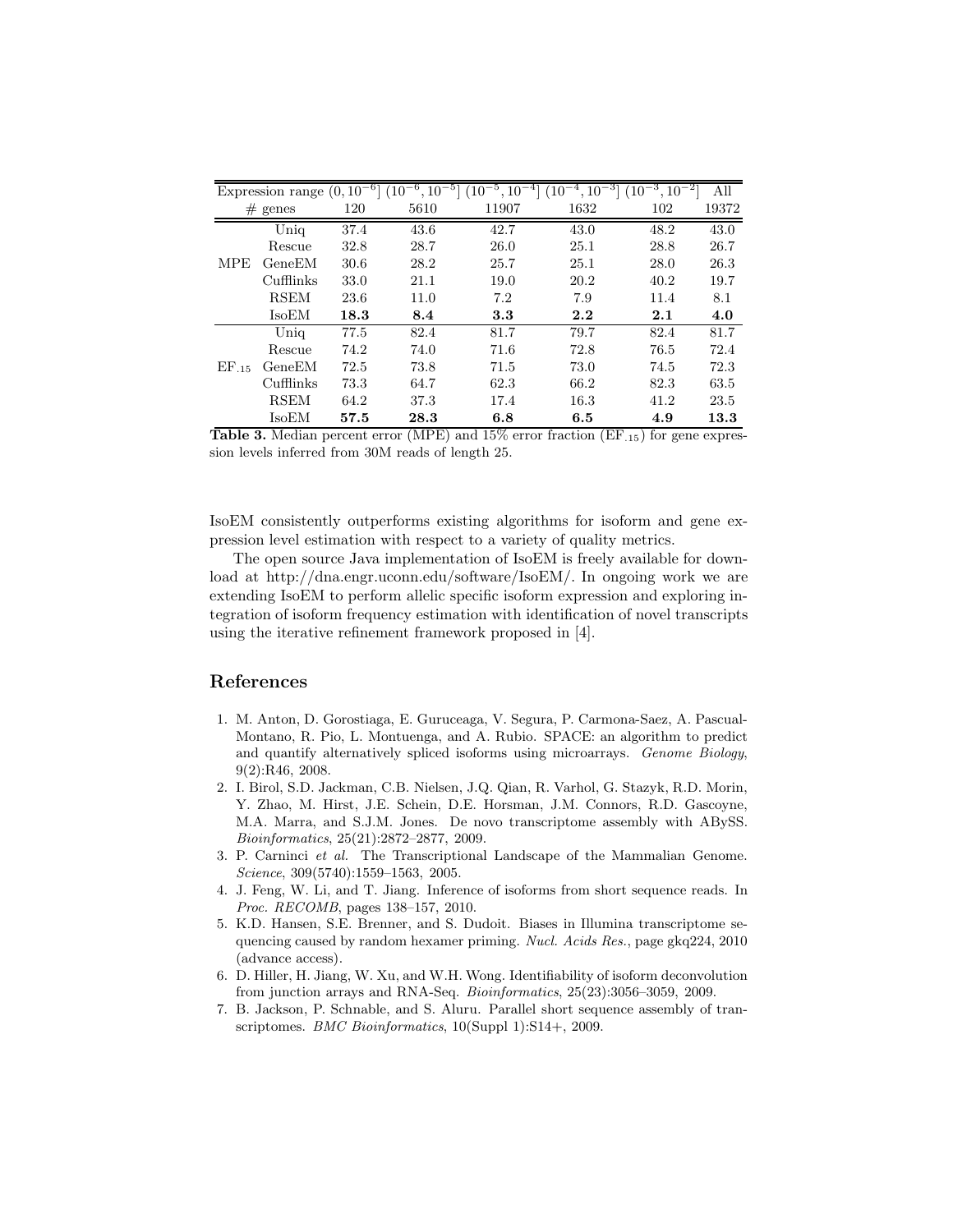| Expression range | | $(0, 10^{-6}]$ | $(10^{-6}, 10^{-5}]$ | $(10^{-5}, 10^{-4}]$ | $(10^{-4}, 10^{-3}]$ | $(10^{-3}, 10^{-2}]$ | All |
|---|---|---|---|---|---|---|---|
| # genes | | 120 | 5610 | 11907 | 1632 | 102 | 19372 |
| MPE | Uniq | 37.4 | 43.6 | 42.7 | 43.0 | 48.2 | 43.0 |
| | Rescue | 32.8 | 28.7 | 26.0 | 25.1 | 28.8 | 26.7 |
| | GeneEM | 30.6 | 28.2 | 25.7 | 25.1 | 28.0 | 26.3 |
| | Cufflinks | 33.0 | 21.1 | 19.0 | 20.2 | 40.2 | 19.7 |
| | RSEM | 23.6 | 11.0 | 7.2 | 7.9 | 11.4 | 8.1 |
| | IsoEM | **18.3** | **8.4** | **3.3** | **2.2** | **2.1** | **4.0** |
| $EF_{.15}$ | Uniq | 77.5 | 82.4 | 81.7 | 79.7 | 82.4 | 81.7 |
| | Rescue | 74.2 | 74.0 | 71.6 | 72.8 | 76.5 | 72.4 |
| | GeneEM | 72.5 | 73.8 | 71.5 | 73.0 | 74.5 | 72.3 |
| | Cufflinks | 73.3 | 64.7 | 62.3 | 66.2 | 82.3 | 63.5 |
| | RSEM | 64.2 | 37.3 | 17.4 | 16.3 | 41.2 | 23.5 |
| | IsoEM | **57.5** | **28.3** | **6.8** | **6.5** | **4.9** | **13.3** |

**Table 3.** Median percent error (MPE) and 15% error fraction ($EF_{.15}$) for gene expression levels inferred from 30M reads of length 25.

IsoEM consistently outperforms existing algorithms for isoform and gene expression level estimation with respect to a variety of quality metrics.

The open source Java implementation of IsoEM is freely available for download at http://dna.engr.uconn.edu/software/IsoEM/. In ongoing work we are extending IsoEM to perform allelic specific isoform expression and exploring integration of isoform frequency estimation with identification of novel transcripts using the iterative refinement framework proposed in [4].

## References

1. M. Anton, D. Gorostiaga, E. Guruceaga, V. Segura, P. Carmona-Saez, A. Pascual-Montano, R. Pio, L. Montuenga, and A. Rubio. SPACE: an algorithm to predict and quantify alternatively spliced isoforms using microarrays. *Genome Biology*, 9(2):R46, 2008.
2. I. Birol, S.D. Jackman, C.B. Nielsen, J.Q. Qian, R. Varhol, G. Stazyk, R.D. Morin, Y. Zhao, M. Hirst, J.E. Schein, D.E. Horsman, J.M. Connors, R.D. Gascoyne, M.A. Marra, and S.J.M. Jones. De novo transcriptome assembly with ABySS. *Bioinformatics*, 25(21):2872–2877, 2009.
3. P. Carninci *et al.* The Transcriptional Landscape of the Mammalian Genome. *Science*, 309(5740):1559–1563, 2005.
4. J. Feng, W. Li, and T. Jiang. Inference of isoforms from short sequence reads. In *Proc. RECOMB*, pages 138–157, 2010.
5. K.D. Hansen, S.E. Brenner, and S. Dudoit. Biases in Illumina transcriptome sequencing caused by random hexamer priming. *Nucl. Acids Res.*, page gkq224, 2010 (advance access).
6. D. Hiller, H. Jiang, W. Xu, and W.H. Wong. Identifiability of isoform deconvolution from junction arrays and RNA-Seq. *Bioinformatics*, 25(23):3056–3059, 2009.
7. B. Jackson, P. Schnable, and S. Aluru. Parallel short sequence assembly of transcriptomes. *BMC Bioinformatics*, 10(Suppl 1):S14+, 2009.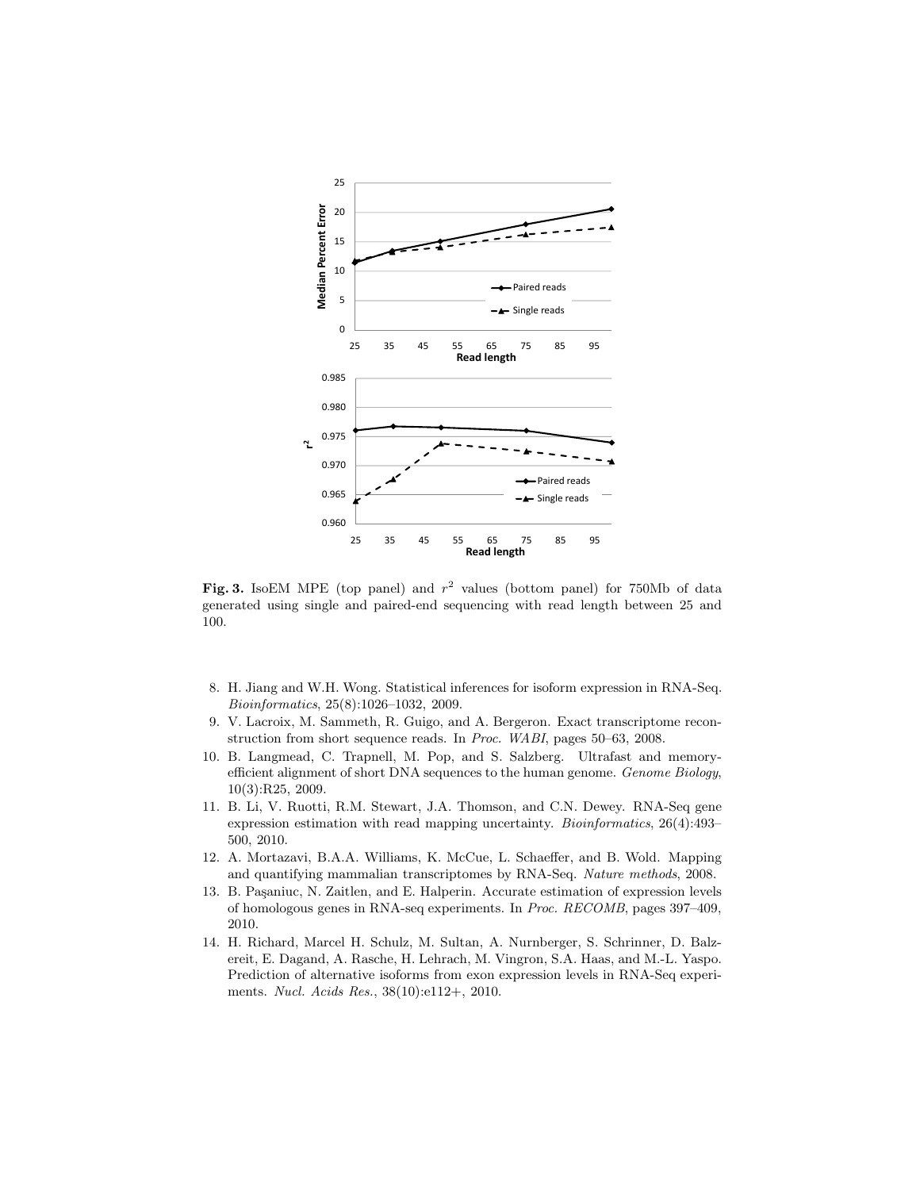**Fig. 3.** IsoEM MPE (top panel) and $r^2$ values (bottom panel) for 750Mb of data generated using single and paired-end sequencing with read length between 25 and 100.

8. H. Jiang and W.H. Wong. Statistical inferences for isoform expression in RNA-Seq. *Bioinformatics*, 25(8):1026–1032, 2009.
9. V. Lacroix, M. Sammeth, R. Guigo, and A. Bergeron. Exact transcriptome reconstruction from short sequence reads. In *Proc. WABI*, pages 50–63, 2008.
10. B. Langmead, C. Trapnell, M. Pop, and S. Salzberg. Ultrafast and memory-efficient alignment of short DNA sequences to the human genome. *Genome Biology*, 10(3):R25, 2009.
11. B. Li, V. Ruotti, R.M. Stewart, J.A. Thomson, and C.N. Dewey. RNA-Seq gene expression estimation with read mapping uncertainty. *Bioinformatics*, 26(4):493–500, 2010.
12. A. Mortazavi, B.A.A. Williams, K. McCue, L. Schaeffer, and B. Wold. Mapping and quantifying mammalian transcriptomes by RNA-Seq. *Nature methods*, 2008.
13. B. Paşaniuc, N. Zaitlen, and E. Halperin. Accurate estimation of expression levels of homologous genes in RNA-seq experiments. In *Proc. RECOMB*, pages 397–409, 2010.
14. H. Richard, Marcel H. Schulz, M. Sultan, A. Nurnberger, S. Schrinner, D. Balzereit, E. Dagand, A. Rasche, H. Lehrach, M. Vingron, S.A. Haas, and M.-L. Yaspo. Prediction of alternative isoforms from exon expression levels in RNA-Seq experiments. *Nucl. Acids Res.*, 38(10):e112+, 2010.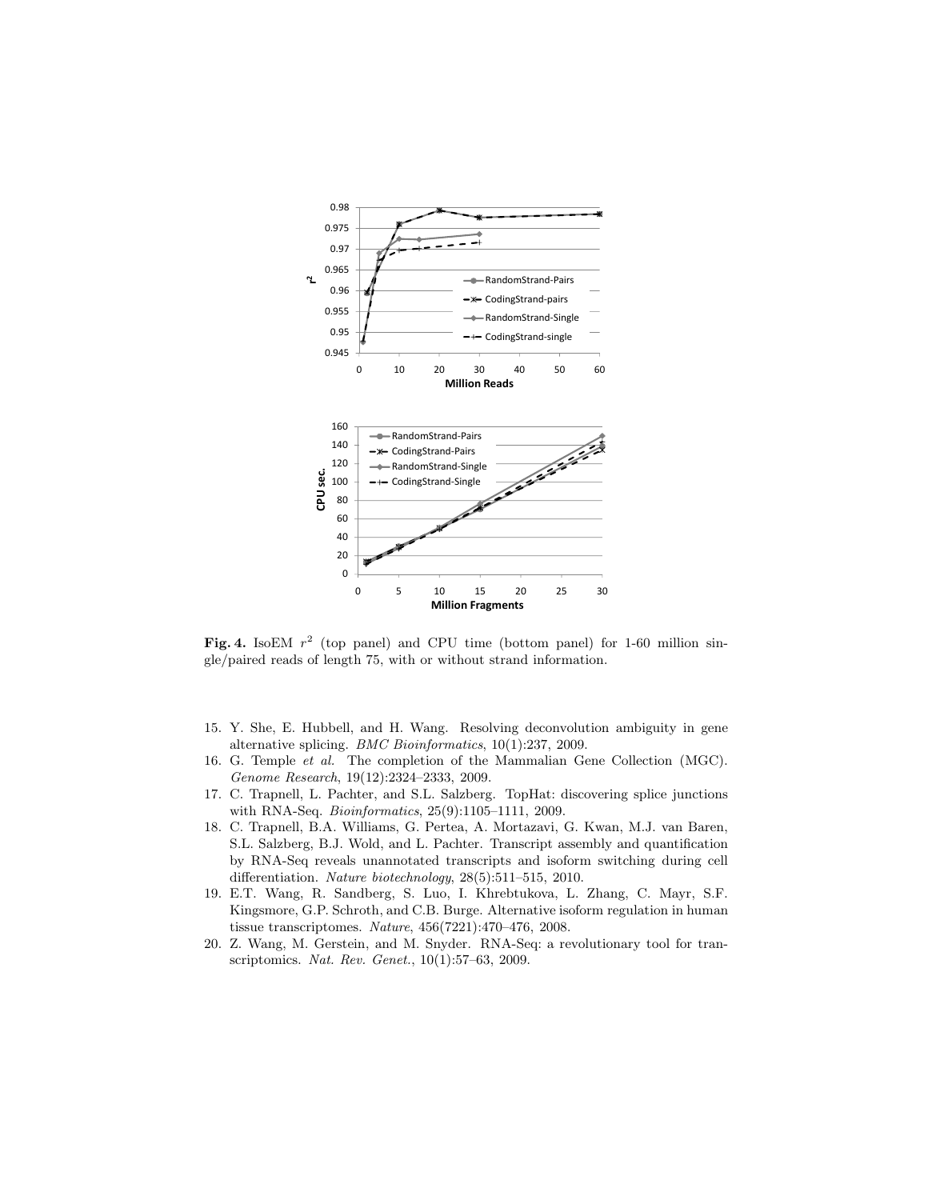0.98
0.975
0.97
0.965
0.96
0.955
0.95
0.945

$r^2$

0 10 20 30 40 50 60

Million Reads

RandomStrand-Pairs
CodingStrand-pairs
RandomStrand-Single
CodingStrand-single

160
140
120
100
80
60
40
20
0

CPU sec.

0 5 10 15 20 25 30

Million Fragments

RandomStrand-Pairs
CodingStrand-Pairs
RandomStrand-Single
CodingStrand-Single

**Fig. 4.** IsoEM $r^2$ (top panel) and CPU time (bottom panel) for 1-60 million single/paired reads of length 75, with or without strand information.

15. Y. She, E. Hubbell, and H. Wang. Resolving deconvolution ambiguity in gene alternative splicing. *BMC Bioinformatics*, 10(1):237, 2009.
16. G. Temple *et al.* The completion of the Mammalian Gene Collection (MGC). *Genome Research*, 19(12):2324–2333, 2009.
17. C. Trapnell, L. Pachter, and S.L. Salzberg. TopHat: discovering splice junctions with RNA-Seq. *Bioinformatics*, 25(9):1105–1111, 2009.
18. C. Trapnell, B.A. Williams, G. Pertea, A. Mortazavi, G. Kwan, M.J. van Baren, S.L. Salzberg, B.J. Wold, and L. Pachter. Transcript assembly and quantification by RNA-Seq reveals unannotated transcripts and isoform switching during cell differentiation. *Nature biotechnology*, 28(5):511–515, 2010.
19. E.T. Wang, R. Sandberg, S. Luo, I. Khrebtukova, L. Zhang, C. Mayr, S.F. Kingsmore, G.P. Schroth, and C.B. Burge. Alternative isoform regulation in human tissue transcriptomes. *Nature*, 456(7221):470–476, 2008.
20. Z. Wang, M. Gerstein, and M. Snyder. RNA-Seq: a revolutionary tool for transcriptomics. *Nat. Rev. Genet.*, 10(1):57–63, 2009.